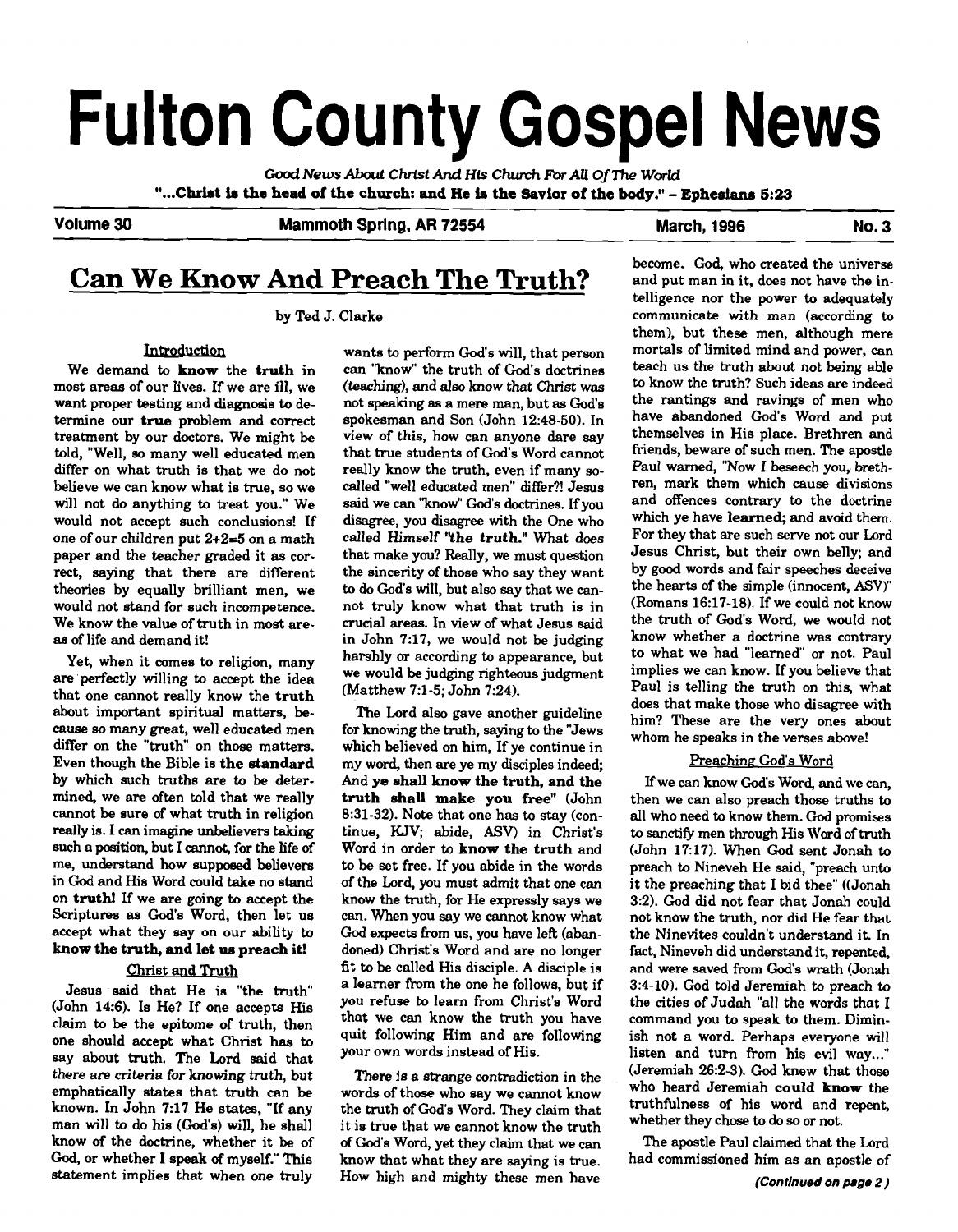# Fulton County Gospel News

*Good News About Christ And His Church For All Of The World*

**"...Christ is the head of the church: and He is the Savior of the body." - Ephesians 5:23**

**Volume 30** | **Mammoth Spring, AR 72554** | **March, 1996** | **No. 3**

## Can We Know And Preach The Truth?

by Ted J. Clarke

### Introduction

We demand to **know** the **truth** in most areas of our lives. If we are ill, we want proper testing and diagnosis to determine our **true** problem and correct treatment by our doctors. We might be told, "Well, so many well educated men differ on what truth is that we do not believe we can know what is true, so we will not do anything to treat you." We would not accept such conclusions! If one of our children put 2+2=5 on a math paper and the teacher graded it as correct, saying that there are different theories by equally brilliant men, we would not stand for such incompetence. We know the value of truth in most areas of life and demand it!

Yet, when it comes to religion, many are perfectly willing to accept the idea that one cannot really know the **truth** about important spiritual matters, because so many great, well educated men differ on the "truth" on those matters. Even though the Bible is **the standard** by which such truths are to be determined, we are often told that we really cannot be sure of what truth in religion really is. I can imagine unbelievers taking such a position, but I cannot, for the life of me, understand how supposed believers in God and His Word could take no stand on **truth!** If we are going to accept the Scriptures as God's Word, then let us accept what they say on our ability to **know the truth, and let us preach it!**

### Christ and Truth

Jesus said that He is "the truth" (John 14:6). Is He? If one accepts His claim to be the epitome of truth, then one should accept what Christ has to say about truth. The Lord said that *there are criteria for knowing truth,* but emphatically states that truth can be known. In John 7:17 He states, "If any man will to do his (God's) will, he shall know of the doctrine, whether it be of God, or whether I speak of myself." This statement implies that when one truly wants to perform God's will, that person can "know" the truth of God's doctrines (*teaching*), and also know that Christ was not speaking as a mere man, but as God's spokesman and Son (John 12:48-50). In view of this, how can anyone dare say that true students of God's Word cannot really know the truth, even if many so-called "well educated men" differ?! Jesus said we can "know" God's doctrines. If you disagree, you disagree with the One who called Himself **"the truth."** What does that make you? Really, we must question the sincerity of those who say they want to do God's will, but also say that we cannot truly know what that truth is in crucial areas. In view of what Jesus said in John 7:17, we would not be judging harshly or according to appearance, but we would be judging righteous judgment (Matthew 7:1-5; John 7:24).

The Lord also gave another guideline for knowing the truth, saying to the "Jews which believed on him, If ye continue in my word, then are ye my disciples indeed; And **ye shall know the truth, and the truth shall make you free**" (John 8:31-32). Note that one has to stay (continue, KJV; abide, ASV) in Christ's Word in order to **know the truth** and to be set free. If you abide in the words of the Lord, you must admit that one can know the truth, for He expressly says we can. When you say we cannot know what God expects from us, you have left (abandoned) Christ's Word and are no longer fit to be called His disciple. A disciple is a learner from the one he follows, but if you refuse to learn from Christ's Word that we can know the truth you have quit following Him and are following your own words instead of His.

There is a strange contradiction in the words of those who say we cannot know the truth of God's Word. They claim that it is true that we cannot know the truth of God's Word, yet they claim that we can know that what they are saying is true. How high and mighty these men have become. God, who created the universe and put man in it, does not have the intelligence nor the power to adequately communicate with man (according to them), but these men, although mere mortals of limited mind and power, can teach us the truth about not being able to know the truth? Such ideas are indeed the rantings and ravings of men who have abandoned God's Word and put themselves in His place. Brethren and friends, beware of such men. The apostle Paul warned, "Now I beseech you, brethren, mark them which cause divisions and offences contrary to the doctrine which ye have **learned;** and avoid them. For they that are such serve not our Lord Jesus Christ, but their own belly; and by good words and fair speeches deceive the hearts of the simple (innocent, ASV)" (Romans 16:17-18). If we could not know the truth of God's Word, we would not know whether a doctrine was contrary to what we had "learned" or not. Paul implies we can know. If you believe that Paul is telling the truth on this, what does that make those who disagree with him? These are the very ones about whom he speaks in the verses above!

### Preaching God's Word

If we can know God's Word, and we can, then we can also preach those truths to all who need to know them. God promises to sanctify men through His Word of truth (John 17:17). When God sent Jonah to preach to Nineveh He said, "preach unto it the preaching that I bid thee" ((Jonah 3:2). God did not fear that Jonah could not know the truth, nor did He fear that the Ninevites couldn't understand it. In fact, Nineveh did understand it, repented, and were saved from God's wrath (Jonah 3:4-10). God told Jeremiah to preach to the cities of Judah "all the words that I command you to speak to them. Diminish not a word. Perhaps everyone will listen and turn from his evil way..." (Jeremiah 26:2-3). God knew that those who heard Jeremiah **could know** the truthfulness of his word and repent, whether they chose to do so or not.

The apostle Paul claimed that the Lord had commissioned him as an apostle of

*(Continued on page 2)*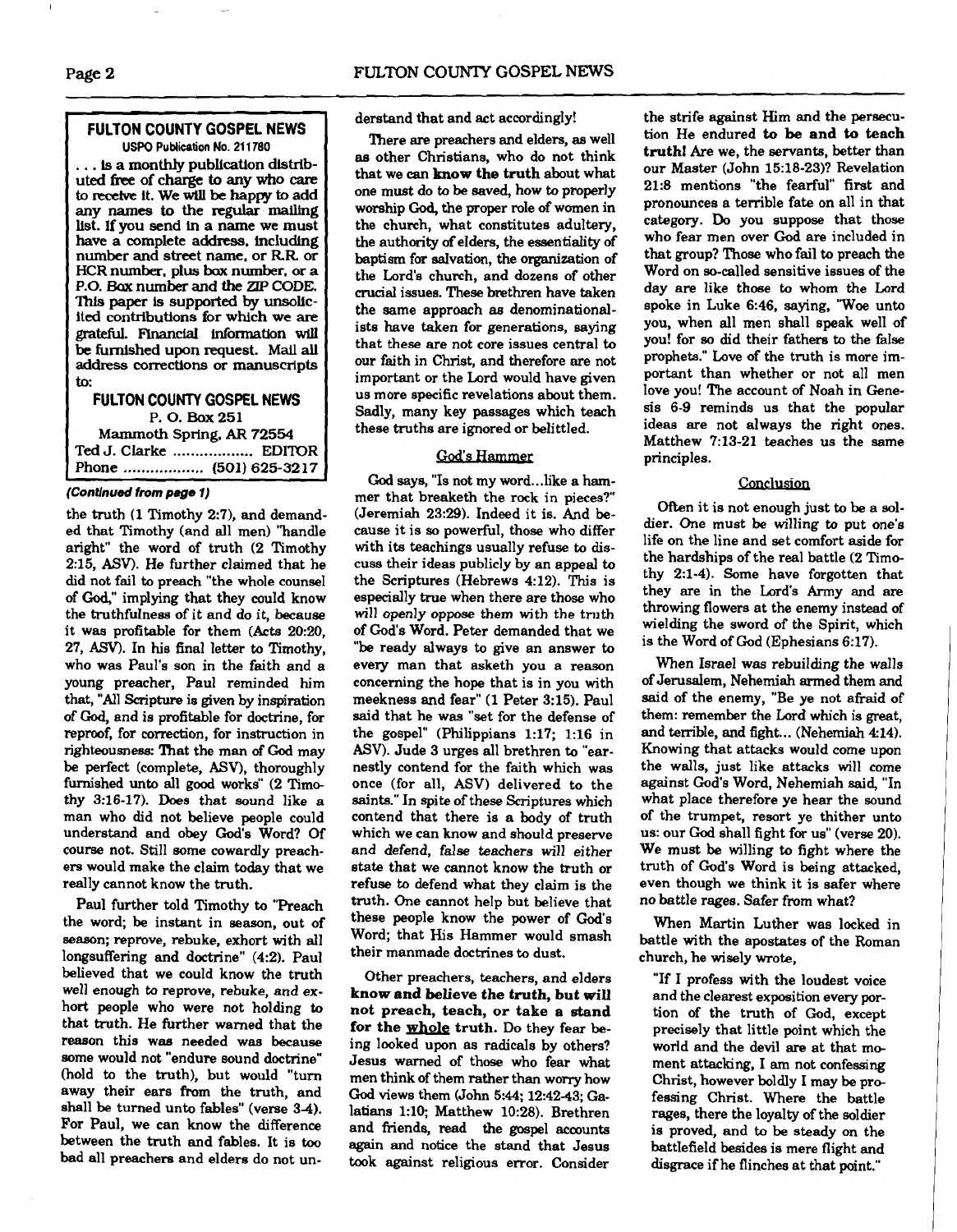## FULTON COUNTY GOSPEL NEWS

USPO Publication No. 211780

. . . is a monthly publication distributed free of charge to any who care to receive it. We will be happy to add any names to the regular mailing list. If you send in a name we must have a complete address, including number and street name, or R.R. or HCR number, plus box number, or a P.O. Box number and the ZIP CODE. This paper is supported by unsolicited contributions for which we are grateful. Financial information will be furnished upon request. Mail all address corrections or manuscripts to:

**FULTON COUNTY GOSPEL NEWS**
P. O. Box 251
Mammoth Spring, AR 72554
Ted J. Clarke .................. EDITOR
Phone .................. (501) 625-3217

*(Continued from page 1)*

the truth (1 Timothy 2:7), and demanded that Timothy (and all men) "handle aright" the word of truth (2 Timothy 2:15, ASV). He further claimed that he did not fail to preach "the whole counsel of God," implying that they could know the truthfulness of it and do it, because it was profitable for them (Acts 20:20, 27, ASV). In his final letter to Timothy, who was Paul's son in the faith and a young preacher, Paul reminded him that, "All Scripture is given by inspiration of God, and is profitable for doctrine, for reproof, for correction, for instruction in righteousness: That the man of God may be perfect (complete, ASV), thoroughly furnished unto all good works" (2 Timothy 3:16-17). Does that sound like a man who did not believe people could understand and obey God's Word? Of course not. Still some cowardly preachers would make the claim today that we really cannot know the truth.

Paul further told Timothy to "Preach the word; be instant in season, out of season; reprove, rebuke, exhort with all longsuffering and doctrine" (4:2). Paul believed that we could know the truth well enough to reprove, rebuke, and exhort people who were not holding to that truth. He further warned that the reason this was needed was because some would not "endure sound doctrine" (hold to the truth), but would "turn away their ears from the truth, and shall be turned unto fables" (verse 3-4). For Paul, we can know the difference between the truth and fables. It is too bad all preachers and elders do not understand that and act accordingly!

There are preachers and elders, as well as other Christians, who do not think that we can **know the truth** about what one must do to be saved, how to properly worship God, the proper role of women in the church, what constitutes adultery, the authority of elders, the essentiality of baptism for salvation, the organization of the Lord's church, and dozens of other crucial issues. These brethren have taken the same approach as denominationalists have taken for generations, saying that these are not core issues central to our faith in Christ, and therefore are not important or the Lord would have given us more specific revelations about them. Sadly, many key passages which teach these truths are ignored or belittled.

### God's Hammer

God says, "Is not my word...like a hammer that breaketh the rock in pieces?" (Jeremiah 23:29). Indeed it is. And because it is so powerful, those who differ with its teachings usually refuse to discuss their ideas publicly by an appeal to the Scriptures (Hebrews 4:12). This is especially true when there are those who *will openly oppose them* with the truth of God's Word. Peter demanded that we "be ready always to give an answer to every man that asketh you a reason concerning the hope that is in you with meekness and fear" (1 Peter 3:15). Paul said that he was "set for the defense of the gospel" (Philippians 1:17; 1:16 in ASV). Jude 3 urges all brethren to "earnestly contend for the faith which was once (for all, ASV) delivered to the saints." In spite of these Scriptures which contend that there is a body of truth which we can know and should preserve and defend, *false teachers will* either state that we cannot know the truth or refuse to defend what they claim is the truth. One cannot help but believe that these people know the power of God's Word; that His Hammer would smash their manmade doctrines to dust.

Other preachers, teachers, and elders **know and believe the truth, but will not preach, teach, or take a stand for the whole truth.** Do they fear being looked upon as radicals by others? Jesus warned of those who fear what men think of them rather than worry how God views them (John 5:44; 12:42-43; Galatians 1:10; Matthew 10:28). Brethren and friends, read the gospel accounts again and notice the stand that Jesus took against religious error. Consider the strife against Him and the persecution He endured **to be and to teach truth!** Are we, the servants, better than our Master (John 15:18-23)? Revelation 21:8 mentions "the fearful" first and pronounces a terrible fate on all in that category. Do you suppose that those who fear men over God are included in that group? Those who fail to preach the Word on so-called sensitive issues of the day are like those to whom the Lord spoke in Luke 6:46, saying, "Woe unto you, when all men shall speak well of you! for so did their fathers to the false prophets." Love of the truth is more important than whether or not all men love you! The account of Noah in Genesis 6-9 reminds us that the popular ideas are not always the right ones. Matthew 7:13-21 teaches us the same principles.

### Conclusion

Often it is not enough just to be a soldier. One must be willing to put one's life on the line and set comfort aside for the hardships of the real battle (2 Timothy 2:1-4). Some have forgotten that they are in the Lord's Army and are throwing flowers at the enemy instead of wielding the sword of the Spirit, which is the Word of God (Ephesians 6:17).

When Israel was rebuilding the walls of Jerusalem, Nehemiah armed them and said of the enemy, "Be ye not afraid of them: remember the Lord which is great, and terrible, and fight... (Nehemiah 4:14). Knowing that attacks would come upon the walls, just like attacks will come against God's Word, Nehemiah said, "In what place therefore ye hear the sound of the trumpet, resort ye thither unto us: our God shall fight for us" (verse 20). We must be willing to fight where the truth of God's Word is being attacked, even though we think it is safer where no battle rages. Safer from what?

When Martin Luther was locked in battle with the apostates of the Roman church, he wisely wrote,

> "If I profess with the loudest voice and the clearest exposition every portion of the truth of God, except precisely that little point which the world and the devil are at that moment attacking, I am not confessing Christ, however boldly I may be professing Christ. Where the battle rages, there the loyalty of the soldier is proved, and to be steady on the battlefield besides is mere flight and disgrace if he flinches at that point."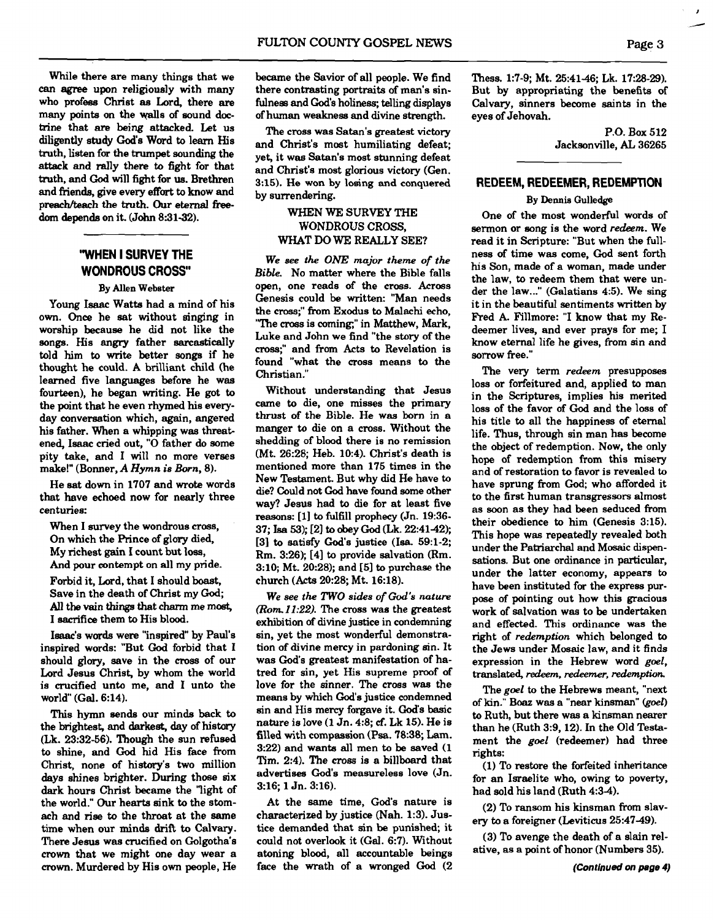While there are many things that we can agree upon religiously with many who profess Christ as Lord, there are many points on the walls of sound doctrine that are being attacked. Let us diligently study God's Word to learn His truth, listen for the trumpet sounding the attack and rally there to fight for that truth, and God will fight for us. Brethren and friends, give every effort to know and preach/teach the truth. Our eternal freedom depends on it. (John 8:31-32).

## "WHEN I SURVEY THE WONDROUS CROSS"

By Allen Webster

Young Isaac Watts had a mind of his own. Once he sat without singing in worship because he did not like the songs. His angry father sarcastically told him to write better songs if he thought he could. A brilliant child (he learned five languages before he was fourteen), he began writing. He got to the point that he even rhymed his everyday conversation which, again, angered his father. When a whipping was threatened, Isaac cried out, "O father do some pity take, and I will no more verses make!" (Bonner, *A Hymn is Born*, 8).

He sat down in 1707 and wrote words that have echoed now for nearly three centuries:

> When I survey the wondrous cross,
> On which the Prince of glory died,
> My richest gain I count but loss,
> And pour contempt on all my pride.
>
> Forbid it, Lord, that I should boast,
> Save in the death of Christ my God;
> All the vain things that charm me most,
> I sacrifice them to His blood.

Isaac's words were "inspired" by Paul's inspired words: "But God forbid that I should glory, save in the cross of our Lord Jesus Christ, by whom the world is crucified unto me, and I unto the world" (Gal. 6:14).

This hymn sends our minds back to the brightest, and darkest, day of history (Lk. 23:32-56). Though the sun refused to shine, and God hid His face from Christ, none of history's two million days shines brighter. During those six dark hours Christ became the "light of the world." Our hearts sink to the stomach and rise to the throat at the same time when our minds drift to Calvary. There Jesus was crucified on Golgotha's crown that we might one day wear a crown. Murdered by His own people, He became the Savior of all people. We find there contrasting portraits of man's sinfulness and God's holiness; telling displays of human weakness and divine strength.

The cross was Satan's greatest victory and Christ's most humiliating defeat; yet, it was Satan's most stunning defeat and Christ's most glorious victory (Gen. 3:15). He won by losing and conquered by surrendering.

### WHEN WE SURVEY THE WONDROUS CROSS, WHAT DO WE REALLY SEE?

*We see the ONE major theme of the Bible.* No matter where the Bible falls open, one reads of the cross. Across Genesis could be written: "Man needs the cross;" from Exodus to Malachi echo, "The cross is coming;" in Matthew, Mark, Luke and John we find "the story of the cross;" and from Acts to Revelation is found "what the cross means to the Christian."

Without understanding that Jesus came to die, one misses the primary thrust of the Bible. He was born in a manger to die on a cross. Without the shedding of blood there is no remission (Mt. 26:28; Heb. 10:4). Christ's death is mentioned more than 175 times in the New Testament. But why did He have to die? Could not God have found some other way? Jesus had to die for at least five reasons: [1] to fulfill prophecy (Jn. 19:36-37; Isa 53); [2] to obey God (Lk. 22:41-42); [3] to satisfy God's justice (Isa. 59:1-2; Rm. 3:26); [4] to provide salvation (Rm. 3:10; Mt. 20:28); and [5] to purchase the church (Acts 20:28; Mt. 16:18).

*We see the TWO sides of God's nature (Rom. 11:22).* The cross was the greatest exhibition of divine justice in condemning sin, yet the most wonderful demonstration of divine mercy in pardoning sin. It was God's greatest manifestation of hatred for sin, yet His supreme proof of love for the sinner. The cross was the means by which God's justice condemned sin and His mercy forgave it. God's basic nature is love (1 Jn. 4:8; cf. Lk 15). He is filled with compassion (Psa. 78:38; Lam. 3:22) and wants all men to be saved (1 Tim. 2:4). The cross is a billboard that advertises God's measureless love (Jn. 3:16; 1 Jn. 3:16).

At the same time, God's nature is characterized by justice (Nah. 1:3). Justice demanded that sin be punished; it could not overlook it (Gal. 6:7). Without atoning blood, all accountable beings face the wrath of a wronged God (2 Thess. 1:7-9; Mt. 25:41-46; Lk. 17:28-29). But by appropriating the benefits of Calvary, sinners become saints in the eyes of Jehovah.

P.O. Box 512
Jacksonville, AL 36265

## REDEEM, REDEEMER, REDEMPTION

By Dennis Gulledge

One of the most wonderful words of sermon or song is the word *redeem*. We read it in Scripture: "But when the fullness of time was come, God sent forth his Son, made of a woman, made under the law, to redeem them that were under the law..." (Galatians 4:5). We sing it in the beautiful sentiments written by Fred A. Fillmore: "I know that my Redeemer lives, and ever prays for me; I know eternal life he gives, from sin and sorrow free."

The very term *redeem* presupposes loss or forfeitured and, applied to man in the Scriptures, implies his merited loss of the favor of God and the loss of his title to all the happiness of eternal life. Thus, through sin man has become the object of redemption. Now, the only hope of redemption from this misery and of restoration to favor is revealed to have sprung from God; who afforded it to the first human transgressors almost as soon as they had been seduced from their obedience to him (Genesis 3:15). This hope was repeatedly revealed both under the Patriarchal and Mosaic dispensations. But one ordinance in particular, under the latter economy, appears to have been instituted for the express purpose of pointing out how this gracious work of salvation was to be undertaken and effected. This ordinance was the right of *redemption* which belonged to the Jews under Mosaic law, and it finds expression in the Hebrew word *goel*, translated, *redeem, redeemer, redemption.*

The *goel* to the Hebrews meant, "next of kin." Boaz was a "near kinsman" (*goel*) to Ruth, but there was a kinsman nearer than he (Ruth 3:9, 12). In the Old Testament the *goel* (redeemer) had three rights:

(1) To restore the forfeited inheritance for an Israelite who, owing to poverty, had sold his land (Ruth 4:3-4).

(2) To ransom his kinsman from slavery to a foreigner (Leviticus 25:47-49).

(3) To avenge the death of a slain relative, as a point of honor (Numbers 35).

*(Continued on page 4)*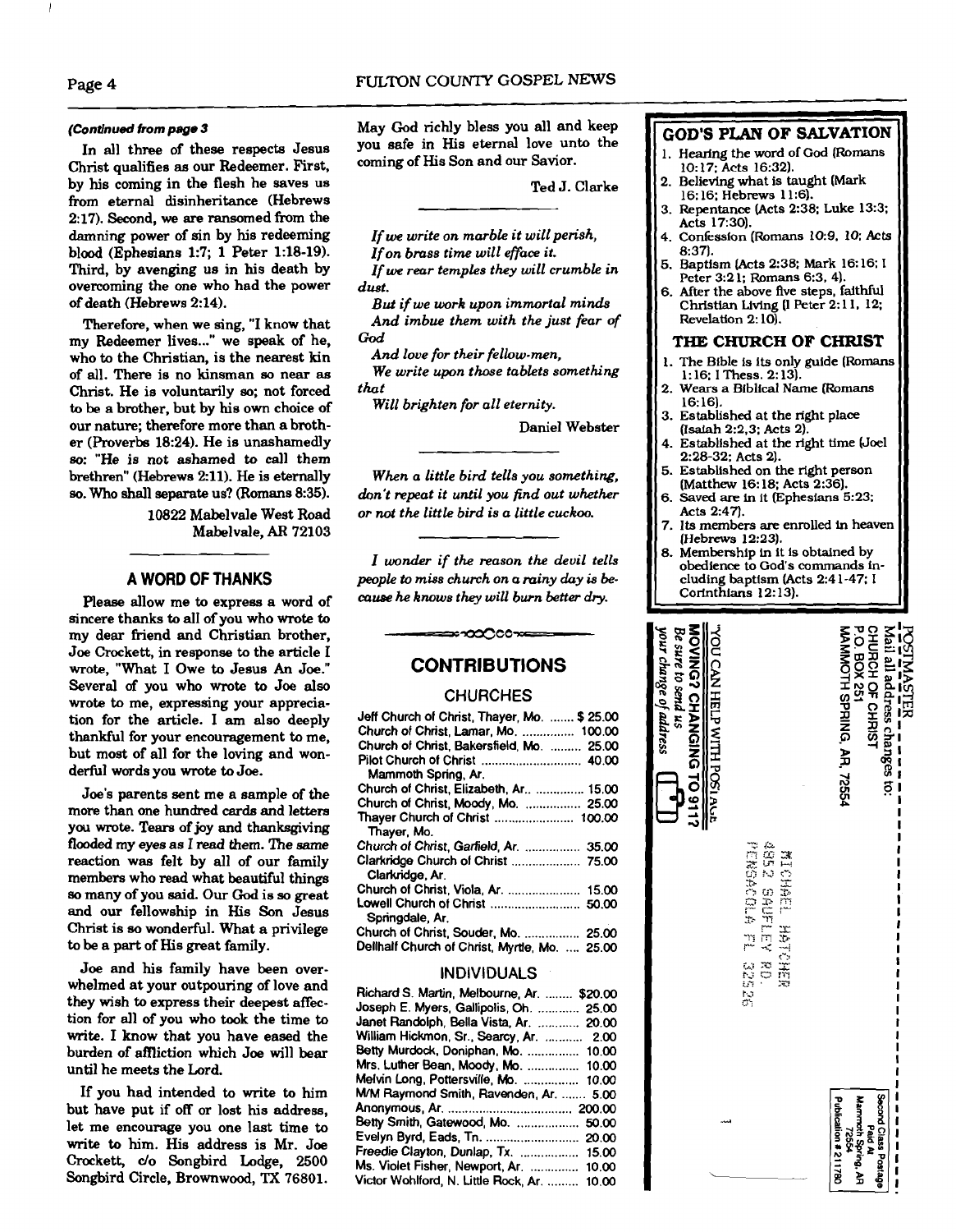*(Continued from page 3)*

In all three of these respects Jesus Christ qualifies as our Redeemer. First, by his coming in the flesh he saves us from eternal disinheritance (Hebrews 2:17). Second, we are ransomed from the damning power of sin by his redeeming blood (Ephesians 1:7; 1 Peter 1:18-19). Third, by avenging us in his death by overcoming the one who had the power of death (Hebrews 2:14).

Therefore, when we sing, "I know that my Redeemer lives..." we speak of he, who to the Christian, is the nearest kin of all. There is no kinsman so near as Christ. He is voluntarily so; not forced to be a brother, but by his own choice of our nature; therefore more than a brother (Proverbs 18:24). He is unashamedly so: "He is not ashamed to call them brethren" (Hebrews 2:11). He is eternally so. Who shall separate us? (Romans 8:35).

10822 Mabelvale West Road
Mabelvale, AR 72103

## A WORD OF THANKS

Please allow me to express a word of sincere thanks to all of you who wrote to my dear friend and Christian brother, Joe Crockett, in response to the article I wrote, "What I Owe to Jesus An Joe." Several of you who wrote to Joe also wrote to me, expressing your appreciation for the article. I am also deeply thankful for your encouragement to me, but most of all for the loving and wonderful words you wrote to Joe.

Joe's parents sent me a sample of the more than one hundred cards and letters you wrote. Tears of joy and thanksgiving flooded my eyes as I read them. The same reaction was felt by all of our family members who read what beautiful things so many of you said. Our God is so great and our fellowship in His Son Jesus Christ is so wonderful. What a privilege to be a part of His great family.

Joe and his family have been overwhelmed at your outpouring of love and they wish to express their deepest affection for all of you who took the time to write. I know that you have eased the burden of affliction which Joe will bear until he meets the Lord.

If you had intended to write to him but have put if off or lost his address, let me encourage you one last time to write to him. His address is Mr. Joe Crockett, c/o Songbird Lodge, 2500 Songbird Circle, Brownwood, TX 76801.

May God richly bless you all and keep you safe in His eternal love unto the coming of His Son and our Savior.

Ted J. Clarke

---

*If we write on marble it will perish,*
*If on brass time will efface it.*
*If we rear temples they will crumble in dust.*
*But if we work upon immortal minds*
*And imbue them with the just fear of God*
*And love for their fellow-men,*
*We write upon those tablets something that*
*Will brighten for all eternity.*

Daniel Webster

---

*When a little bird tells you something, don't repeat it until you find out whether or not the little bird is a little cuckoo.*

---

*I wonder if the reason the devil tells people to miss church on a rainy day is because he knows they will burn better dry.*

## CONTRIBUTIONS

### CHURCHES

| | |
|---|---|
| Jeff Church of Christ, Thayer, Mo. | $ 25.00 |
| Church of Christ, Lamar, Mo. | 100.00 |
| Church of Christ, Bakersfield, Mo. | 25.00 |
| Pilot Church of Christ Mammoth Spring, Ar. | 40.00 |
| Church of Christ, Elizabeth, Ar. | 15.00 |
| Church of Christ, Moody, Mo. | 25.00 |
| Thayer Church of Christ Thayer, Mo. | 100.00 |
| Church of Christ, Garfield, Ar. | 35.00 |
| Clarkridge Church of Christ Clarkridge, Ar. | 75.00 |
| Church of Christ, Viola, Ar. | 15.00 |
| Lowell Church of Christ Springdale, Ar. | 50.00 |
| Church of Christ, Souder, Mo. | 25.00 |
| Dellhalf Church of Christ, Myrtle, Mo. | 25.00 |

### INDIVIDUALS

| | |
|---|---|
| Richard S. Martin, Melbourne, Ar. | $20.00 |
| Joseph E. Myers, Gallipolis, Oh. | 25.00 |
| Janet Randolph, Bella Vista, Ar. | 20.00 |
| William Hickmon, Sr., Searcy, Ar. | 2.00 |
| Betty Murdock, Doniphan, Mo. | 10.00 |
| Mrs. Luther Bean, Moody, Mo. | 10.00 |
| Melvin Long, Pottersville, Mo. | 10.00 |
| M/M Raymond Smith, Ravenden, Ar. | 5.00 |
| Anonymous, Ar. | 200.00 |
| Betty Smith, Gatewood, Mo. | 50.00 |
| Evelyn Byrd, Eads, Tn. | 20.00 |
| Freedie Clayton, Dunlap, Tx. | 15.00 |
| Ms. Violet Fisher, Newport, Ar. | 10.00 |
| Victor Wohlford, N. Little Rock, Ar. | 10.00 |

## GOD'S PLAN OF SALVATION

1. Hearing the word of God (Romans 10:17; Acts 16:32).
2. Believing what is taught (Mark 16:16; Hebrews 11:6).
3. Repentance (Acts 2:38; Luke 13:3; Acts 17:30).
4. Confession (Romans 10:9, 10; Acts 8:37).
5. Baptism (Acts 2:38; Mark 16:16; I Peter 3:21; Romans 6:3, 4).
6. After the above five steps, faithful Christian Living (I Peter 2:11, 12; Revelation 2:10).

## THE CHURCH OF CHRIST

1. The Bible is its only guide (Romans 1:16; I Thess. 2:13).
2. Wears a Biblical Name (Romans 16:16).
3. Established at the right place (Isaiah 2:2,3; Acts 2).
4. Established at the right time (Joel 2:28-32; Acts 2).
5. Established on the right person (Matthew 16:18; Acts 2:36).
6. Saved are in it (Ephesians 5:23; Acts 2:47).
7. Its members are enrolled in heaven (Hebrews 12:23).
8. Membership in it is obtained by obedience to God's commands including baptism (Acts 2:41-47; I Corinthians 12:13).

POSTMASTER
Mail all address changes to:
CHURCH OF CHRIST
P.O. BOX 251
MAMMOTH SPRING, AR. 72554

YOU CAN HELP WITH POSTAGE
MOVING? CHANGING TO 911?
*Be sure to send us your change of address*

MICHAEL HATCHER
4852 SAUFLEY RD.
PENSACOLA FL 32526

Second Class Postage
Paid At
Mammoth Spring, AR
72554
Publication # 211780